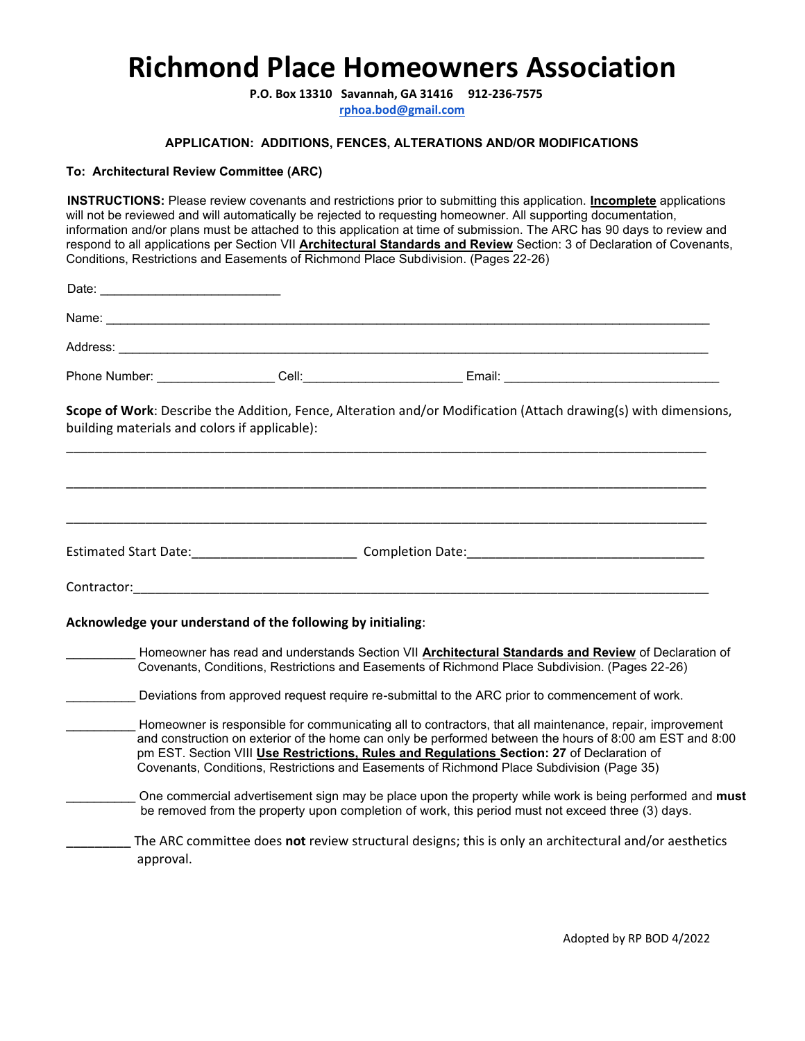# Richmond Place Homeowners Association

**P.O. Box 13310 Savannah, GA 31416 912-236-7575**
rphoa.bod@gmail.com

**APPLICATION: ADDITIONS, FENCES, ALTERATIONS AND/OR MODIFICATIONS**

**To: Architectural Review Committee (ARC)**

**INSTRUCTIONS:** Please review covenants and restrictions prior to submitting this application. **Incomplete** applications will not be reviewed and will automatically be rejected to requesting homeowner. All supporting documentation, information and/or plans must be attached to this application at time of submission. The ARC has 90 days to review and respond to all applications per Section VII **Architectural Standards and Review** Section: 3 of Declaration of Covenants, Conditions, Restrictions and Easements of Richmond Place Subdivision. (Pages 22-26)

Date: _________________________

Name: ______________________________________________________________________________________

Address: ____________________________________________________________________________________

Phone Number: ________________ Cell:______________________ Email: ______________________________

**Scope of Work**: Describe the Addition, Fence, Alteration and/or Modification (Attach drawing(s) with dimensions, building materials and colors if applicable):

________________________________________________________________________________________________

________________________________________________________________________________________________

________________________________________________________________________________________________

Estimated Start Date:_______________________ Completion Date:_________________________________

Contractor:_____________________________________________________________________________________

**Acknowledge your understand of the following by initialing**:

__________ Homeowner has read and understands Section VII **Architectural Standards and Review** of Declaration of Covenants, Conditions, Restrictions and Easements of Richmond Place Subdivision. (Pages 22-26)

__________ Deviations from approved request require re-submittal to the ARC prior to commencement of work.

__________ Homeowner is responsible for communicating all to contractors, that all maintenance, repair, improvement and construction on exterior of the home can only be performed between the hours of 8:00 am EST and 8:00 pm EST. Section VIII **Use Restrictions, Rules and Regulations Section: 27** of Declaration of Covenants, Conditions, Restrictions and Easements of Richmond Place Subdivision (Page 35)

__________ One commercial advertisement sign may be place upon the property while work is being performed and **must** be removed from the property upon completion of work, this period must not exceed three (3) days.

__________ The ARC committee does **not** review structural designs; this is only an architectural and/or aesthetics approval.

Adopted by RP BOD 4/2022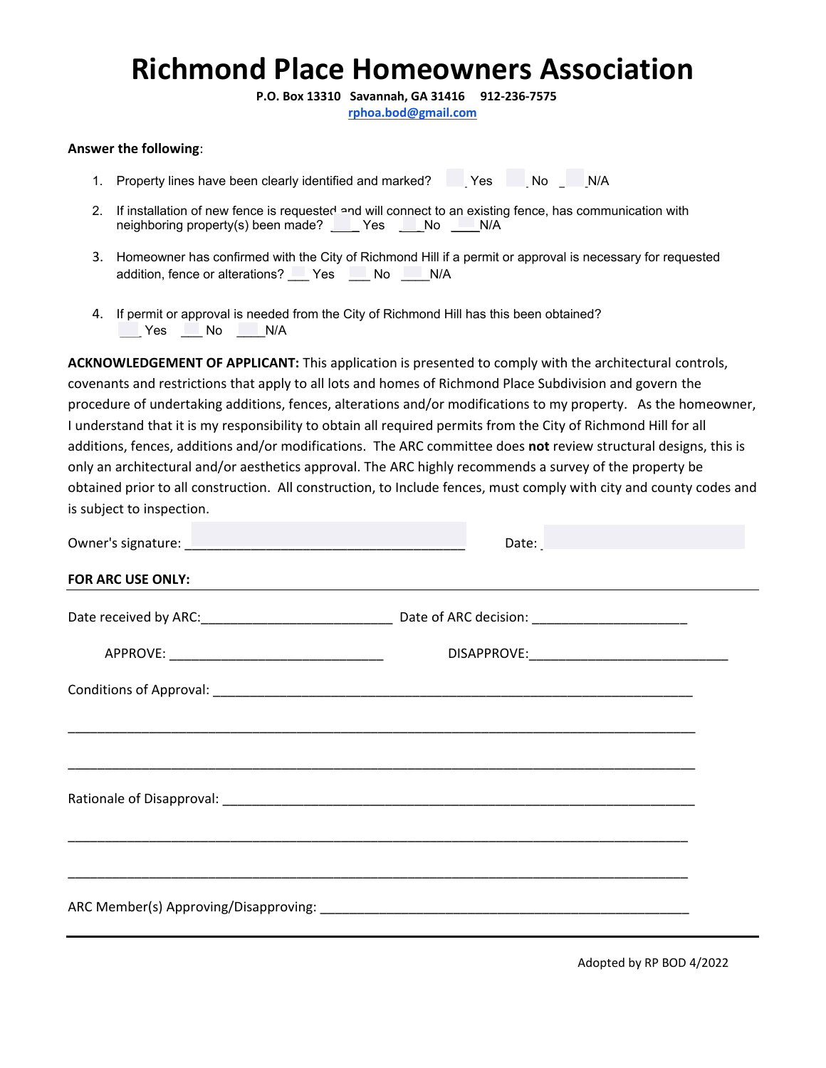# Richmond Place Homeowners Association

**P.O. Box 13310 Savannah, GA 31416 912-236-7575**
rphoa.bod@gmail.com

**Answer the following**:

1. Property lines have been clearly identified and marked? ___ Yes ___ No ___ N/A
2. If installation of new fence is requested and will connect to an existing fence, has communication with neighboring property(s) been made? ___ Yes ___ No ___ N/A
3. Homeowner has confirmed with the City of Richmond Hill if a permit or approval is necessary for requested addition, fence or alterations? ___ Yes ___ No ___ N/A
4. If permit or approval is needed from the City of Richmond Hill has this been obtained? ___ Yes ___ No ___ N/A

**ACKNOWLEDGEMENT OF APPLICANT:** This application is presented to comply with the architectural controls, covenants and restrictions that apply to all lots and homes of Richmond Place Subdivision and govern the procedure of undertaking additions, fences, alterations and/or modifications to my property. As the homeowner, I understand that it is my responsibility to obtain all required permits from the City of Richmond Hill for all additions, fences, additions and/or modifications. The ARC committee does **not** review structural designs, this is only an architectural and/or aesthetics approval. The ARC highly recommends a survey of the property be obtained prior to all construction. All construction, to Include fences, must comply with city and county codes and is subject to inspection.

Owner's signature: ______________________________ Date: ______________

**FOR ARC USE ONLY:**

Date received by ARC: ______________________ Date of ARC decision: ____________________

APPROVE: ___________________________ DISAPPROVE: ___________________________

Conditions of Approval: ____________________________________________________________

______________________________________________________________________________

______________________________________________________________________________

Rationale of Disapproval: ___________________________________________________________

______________________________________________________________________________

______________________________________________________________________________

ARC Member(s) Approving/Disapproving: _____________________________________________

Adopted by RP BOD 4/2022